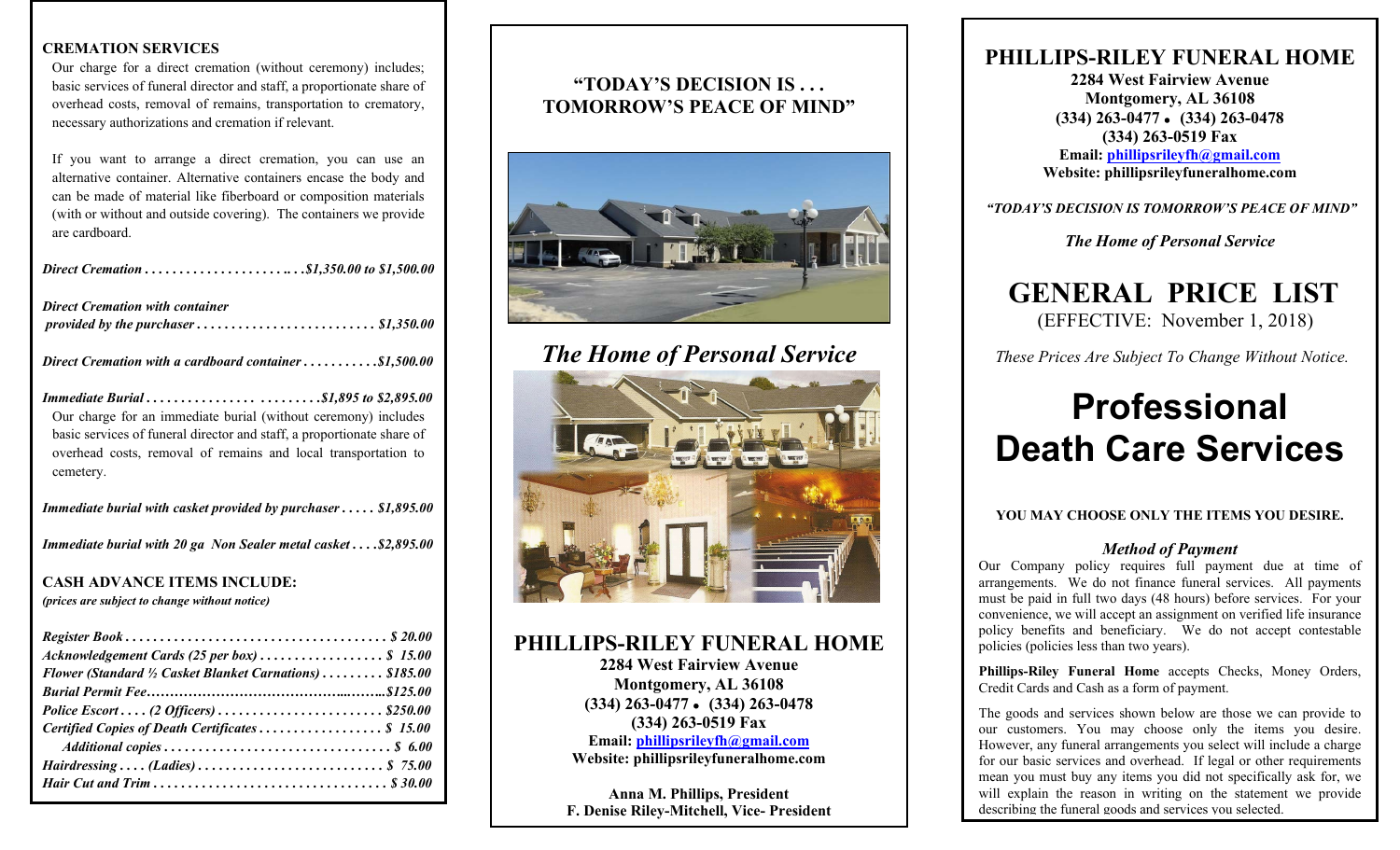## CREMATION SERVICES

Our charge for a direct cremation (without ceremony) includes; basic services of funeral director and staff, a proportionate share of overhead costs, removal of remains, transportation to crematory, necessary authorizations and cremation if relevant.

If you want to arrange a direct cremation, you can use an alternative container. Alternative containers encase the body and can be made of material like fiberboard or composition materials (with or without and outside covering). The containers we provide are cardboard.

*Direct Cremation . . . . . . . . . . . . . . . . . . . . . . . . $1,350.00 to $1,500.00*

*Direct Cremation with container provided by the purchaser . . . . . . . . . . . . . . . . . . . . . . . . . . $1,350.00*

*Direct Cremation with a cardboard container . . . . . . . . . . . $1,500.00*

*Immediate Burial . . . . . . . . . . . . . . . . . . . . . . . . $1,895 to $2,895.00*

Our charge for an immediate burial (without ceremony) includes basic services of funeral director and staff, a proportionate share of overhead costs, removal of remains and local transportation to cemetery.

*Immediate burial with casket provided by purchaser . . . . . $1,895.00*

*Immediate burial with 20 ga Non Sealer metal casket . . . . $2,895.00*

## CASH ADVANCE ITEMS INCLUDE:

*(prices are subject to change without notice)*

*Register Book . . . . . . . . . . . . . . . . . . . . . . . . . . . . . . . . . . . . . $ 20.00*
*Acknowledgement Cards (25 per box) . . . . . . . . . . . . . . . . . . $ 15.00*
*Flower (Standard ½ Casket Blanket Carnations) . . . . . . . . . $185.00*
*Burial Permit Fee……………………………………………$125.00*
*Police Escort . . . . (2 Officers) . . . . . . . . . . . . . . . . . . . . . . . . $250.00*
*Certified Copies of Death Certificates . . . . . . . . . . . . . . . . . . $ 15.00*
*Additional copies . . . . . . . . . . . . . . . . . . . . . . . . . . . . . . . . $ 6.00*
*Hairdressing . . . . (Ladies) . . . . . . . . . . . . . . . . . . . . . . . . . . . $ 75.00*
*Hair Cut and Trim . . . . . . . . . . . . . . . . . . . . . . . . . . . . . . . . . . $ 30.00*

## "TODAY'S DECISION IS . . . TOMORROW'S PEACE OF MIND"

*The Home of Personal Service*

## PHILLIPS-RILEY FUNERAL HOME

**2284 West Fairview Avenue**
**Montgomery, AL 36108**
**(334) 263-0477 • (334) 263-0478**
**(334) 263-0519 Fax**
**Email: phillipsrileyfh@gmail.com**
**Website: phillipsrileyfuneralhome.com**

**Anna M. Phillips, President**
**F. Denise Riley-Mitchell, Vice- President**

## PHILLIPS-RILEY FUNERAL HOME

**2284 West Fairview Avenue**
**Montgomery, AL 36108**
**(334) 263-0477 • (334) 263-0478**
**(334) 263-0519 Fax**
**Email: phillipsrileyfh@gmail.com**
**Website: phillipsrileyfuneralhome.com**

***"TODAY'S DECISION IS TOMORROW'S PEACE OF MIND"***

***The Home of Personal Service***

# GENERAL PRICE LIST

(EFFECTIVE: November 1, 2018)

*These Prices Are Subject To Change Without Notice.*

# Professional Death Care Services

**YOU MAY CHOOSE ONLY THE ITEMS YOU DESIRE.**

### *Method of Payment*

Our Company policy requires full payment due at time of arrangements. We do not finance funeral services. All payments must be paid in full two days (48 hours) before services. For your convenience, we will accept an assignment on verified life insurance policy benefits and beneficiary. We do not accept contestable policies (policies less than two years).

**Phillips-Riley Funeral Home** accepts Checks, Money Orders, Credit Cards and Cash as a form of payment.

The goods and services shown below are those we can provide to our customers. You may choose only the items you desire. However, any funeral arrangements you select will include a charge for our basic services and overhead. If legal or other requirements mean you must buy any items you did not specifically ask for, we will explain the reason in writing on the statement we provide describing the funeral goods and services you selected.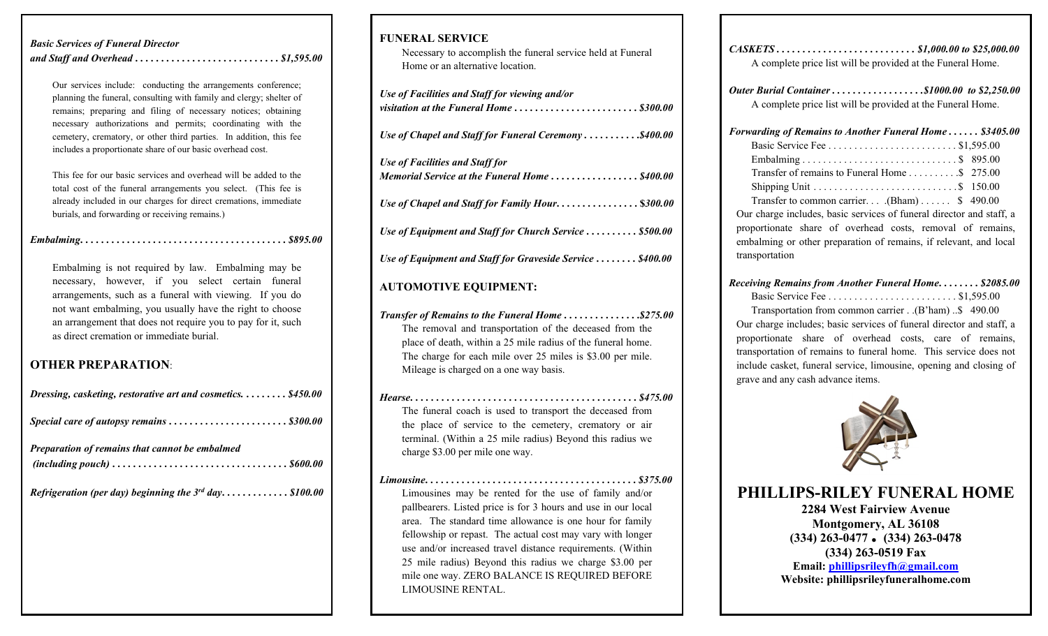***Basic Services of Funeral Director and Staff and Overhead . . . . . . . . . . . . . . . . . . . . . . . . . . . . $1,595.00***

Our services include: conducting the arrangements conference; planning the funeral, consulting with family and clergy; shelter of remains; preparing and filing of necessary notices; obtaining necessary authorizations and permits; coordinating with the cemetery, crematory, or other third parties. In addition, this fee includes a proportionate share of our basic overhead cost.

This fee for our basic services and overhead will be added to the total cost of the funeral arrangements you select. (This fee is already included in our charges for direct cremations, immediate burials, and forwarding or receiving remains.)

***Embalming. . . . . . . . . . . . . . . . . . . . . . . . . . . . . . . . . . . . . . . . $895.00***

Embalming is not required by law. Embalming may be necessary, however, if you select certain funeral arrangements, such as a funeral with viewing. If you do not want embalming, you usually have the right to choose an arrangement that does not require you to pay for it, such as direct cremation or immediate burial.

## OTHER PREPARATION:

***Dressing, casketing, restorative art and cosmetics. . . . . . . . . $450.00***

***Special care of autopsy remains . . . . . . . . . . . . . . . . . . . . . . . $300.00***

***Preparation of remains that cannot be embalmed (including pouch) . . . . . . . . . . . . . . . . . . . . . . . . . . . . . . . . . . $600.00***

***Refrigeration (per day) beginning the 3rd day. . . . . . . . . . . . . $100.00***

## FUNERAL SERVICE

Necessary to accomplish the funeral service held at Funeral Home or an alternative location.

***Use of Facilities and Staff for viewing and/or visitation at the Funeral Home . . . . . . . . . . . . . . . . . . . . . . . . $300.00***

***Use of Chapel and Staff for Funeral Ceremony . . . . . . . . . . .$400.00***

***Use of Facilities and Staff for Memorial Service at the Funeral Home . . . . . . . . . . . . . . . . . $400.00***

***Use of Chapel and Staff for Family Hour. . . . . . . . . . . . . . . . $300.00***

***Use of Equipment and Staff for Church Service . . . . . . . . . . $500.00***

***Use of Equipment and Staff for Graveside Service . . . . . . . . $400.00***

## AUTOMOTIVE EQUIPMENT:

***Transfer of Remains to the Funeral Home . . . . . . . . . . . . . . .$275.00***

The removal and transportation of the deceased from the place of death, within a 25 mile radius of the funeral home. The charge for each mile over 25 miles is $3.00 per mile. Mileage is charged on a one way basis.

***Hearse. . . . . . . . . . . . . . . . . . . . . . . . . . . . . . . . . . . . . . . . . . . . $475.00***

The funeral coach is used to transport the deceased from the place of service to the cemetery, crematory or air terminal. (Within a 25 mile radius) Beyond this radius we charge $3.00 per mile one way.

***Limousine. . . . . . . . . . . . . . . . . . . . . . . . . . . . . . . . . . . . . . . . $375.00***

Limousines may be rented for the use of family and/or pallbearers. Listed price is for 3 hours and use in our local area. The standard time allowance is one hour for family fellowship or repast. The actual cost may vary with longer use and/or increased travel distance requirements. (Within 25 mile radius) Beyond this radius we charge $3.00 per mile one way. ZERO BALANCE IS REQUIRED BEFORE LIMOUSINE RENTAL.

***CASKETS . . . . . . . . . . . . . . . . . . . . . . . . . . . $1,000.00 to $25,000.00***

A complete price list will be provided at the Funeral Home.

***Outer Burial Container . . . . . . . . . . . . . . . . . .$1000.00 to $2,250.00***

A complete price list will be provided at the Funeral Home.

***Forwarding of Remains to Another Funeral Home . . . . . . $3405.00***

Basic Service Fee . . . . . . . . . . . . . . . . . . . . . . . . . $1,595.00
Embalming . . . . . . . . . . . . . . . . . . . . . . . . . . . . . $ 895.00
Transfer of remains to Funeral Home . . . . . . . . . .$ 275.00
Shipping Unit . . . . . . . . . . . . . . . . . . . . . . . . . . .$ 150.00
Transfer to common carrier. . . .(Bham) . . . . . . $ 490.00

Our charge includes, basic services of funeral director and staff, a proportionate share of overhead costs, removal of remains, embalming or other preparation of remains, if relevant, and local transportation

***Receiving Remains from Another Funeral Home. . . . . . . . $2085.00***

Basic Service Fee . . . . . . . . . . . . . . . . . . . . . . . . . $1,595.00
Transportation from common carrier . .(B'ham) ..$ 490.00

Our charge includes; basic services of funeral director and staff, a proportionate share of overhead costs, care of remains, transportation of remains to funeral home. This service does not include casket, funeral service, limousine, opening and closing of grave and any cash advance items.

# PHILLIPS-RILEY FUNERAL HOME

**2284 West Fairview Avenue**
**Montgomery, AL 36108**
**(334) 263-0477 • (334) 263-0478**
**(334) 263-0519 Fax**
**Email: phillipsrileyfh@gmail.com**
**Website: phillipsrileyfuneralhome.com**